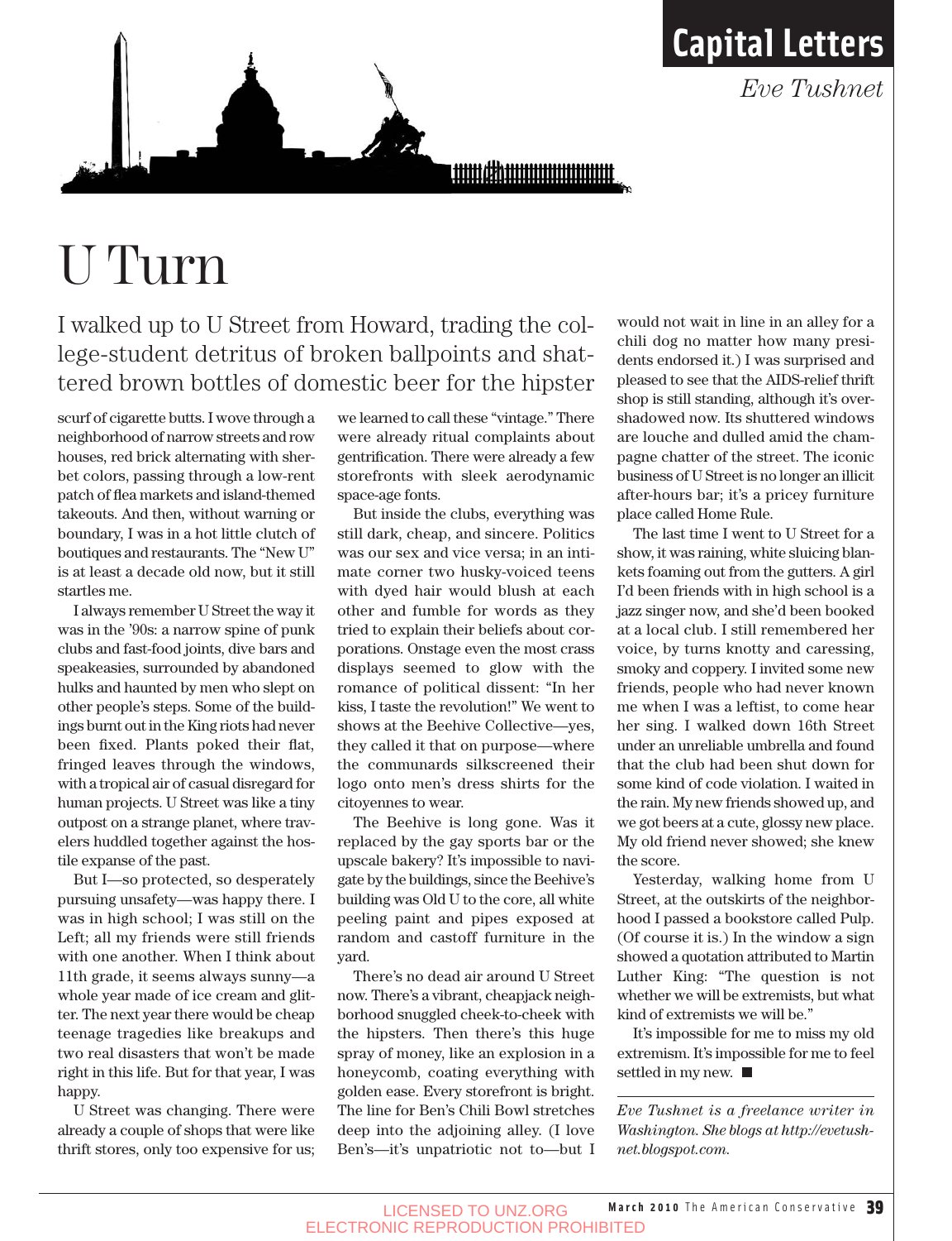## Capital Letters

*Eve Tushnet*

# U Turn

I walked up to U Street from Howard, trading the college-student detritus of broken ballpoints and shattered brown bottles of domestic beer for the hipster scurf of cigarette butts. I wove through a neighborhood of narrow streets and row houses, red brick alternating with sherbet colors, passing through a low-rent patch of flea markets and island-themed takeouts. And then, without warning or boundary, I was in a hot little clutch of boutiques and restaurants. The "New U" is at least a decade old now, but it still startles me.

I always remember U Street the way it was in the '90s: a narrow spine of punk clubs and fast-food joints, dive bars and speakeasies, surrounded by abandoned hulks and haunted by men who slept on other people's steps. Some of the buildings burnt out in the King riots had never been fixed. Plants poked their flat, fringed leaves through the windows, with a tropical air of casual disregard for human projects. U Street was like a tiny outpost on a strange planet, where travelers huddled together against the hostile expanse of the past.

But I—so protected, so desperately pursuing unsafety—was happy there. I was in high school; I was still on the Left; all my friends were still friends with one another. When I think about 11th grade, it seems always sunny—a whole year made of ice cream and glitter. The next year there would be cheap teenage tragedies like breakups and two real disasters that won't be made right in this life. But for that year, I was happy.

U Street was changing. There were already a couple of shops that were like thrift stores, only too expensive for us; we learned to call these "vintage." There were already ritual complaints about gentrification. There were already a few storefronts with sleek aerodynamic space-age fonts.

But inside the clubs, everything was still dark, cheap, and sincere. Politics was our sex and vice versa; in an intimate corner two husky-voiced teens with dyed hair would blush at each other and fumble for words as they tried to explain their beliefs about corporations. Onstage even the most crass displays seemed to glow with the romance of political dissent: "In her kiss, I taste the revolution!" We went to shows at the Beehive Collective—yes, they called it that on purpose—where the communards silkscreened their logo onto men's dress shirts for the citoyennes to wear.

The Beehive is long gone. Was it replaced by the gay sports bar or the upscale bakery? It's impossible to navigate by the buildings, since the Beehive's building was Old U to the core, all white peeling paint and pipes exposed at random and castoff furniture in the yard.

There's no dead air around U Street now. There's a vibrant, cheapjack neighborhood snuggled cheek-to-cheek with the hipsters. Then there's this huge spray of money, like an explosion in a honeycomb, coating everything with golden ease. Every storefront is bright. The line for Ben's Chili Bowl stretches deep into the adjoining alley. (I love Ben's—it's unpatriotic not to—but I would not wait in line in an alley for a chili dog no matter how many presidents endorsed it.) I was surprised and pleased to see that the AIDS-relief thrift shop is still standing, although it's overshadowed now. Its shuttered windows are louche and dulled amid the champagne chatter of the street. The iconic business of U Street is no longer an illicit after-hours bar; it's a pricey furniture place called Home Rule.

The last time I went to U Street for a show, it was raining, white sluicing blankets foaming out from the gutters. A girl I'd been friends with in high school is a jazz singer now, and she'd been booked at a local club. I still remembered her voice, by turns knotty and caressing, smoky and coppery. I invited some new friends, people who had never known me when I was a leftist, to come hear her sing. I walked down 16th Street under an unreliable umbrella and found that the club had been shut down for some kind of code violation. I waited in the rain. My new friends showed up, and we got beers at a cute, glossy new place. My old friend never showed; she knew the score.

Yesterday, walking home from U Street, at the outskirts of the neighborhood I passed a bookstore called Pulp. (Of course it is.) In the window a sign showed a quotation attributed to Martin Luther King: "The question is not whether we will be extremists, but what kind of extremists we will be."

It's impossible for me to miss my old extremism. It's impossible for me to feel settled in my new. ■

---

*Eve Tushnet is a freelance writer in Washington. She blogs at http://evetushnet.blogspot.com.*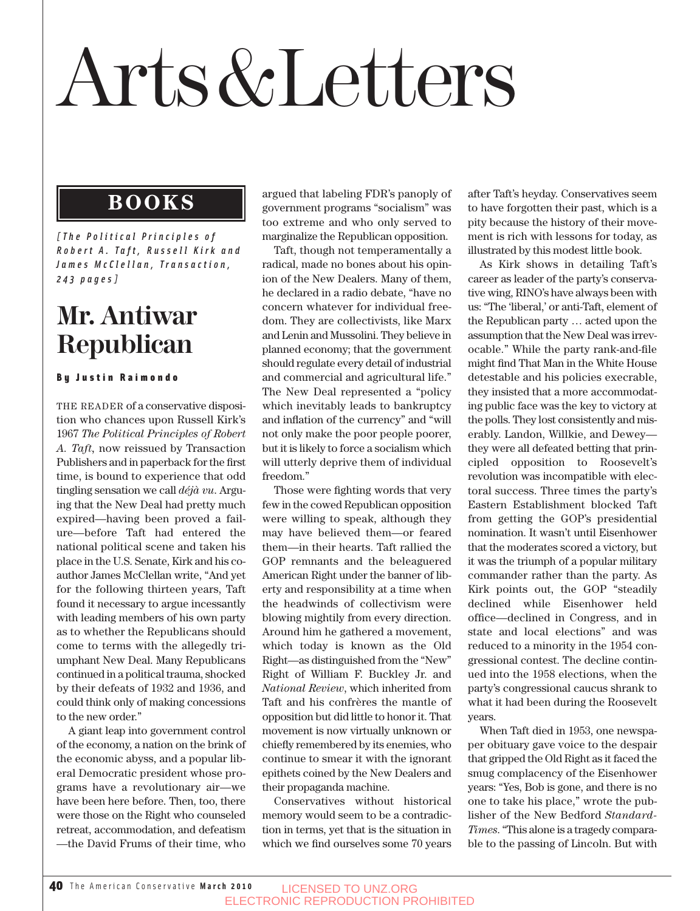# Arts & Letters

## BOOKS

*[The Political Principles of Robert A. Taft, Russell Kirk and James McClellan, Transaction, 243 pages]*

# Mr. Antiwar Republican

**By Justin Raimondo**

THE READER of a conservative disposition who chances upon Russell Kirk's 1967 *The Political Principles of Robert A. Taft*, now reissued by Transaction Publishers and in paperback for the first time, is bound to experience that odd tingling sensation we call *déjà vu*. Arguing that the New Deal had pretty much expired—having been proved a failure—before Taft had entered the national political scene and taken his place in the U.S. Senate, Kirk and his co-author James McClellan write, "And yet for the following thirteen years, Taft found it necessary to argue incessantly with leading members of his own party as to whether the Republicans should come to terms with the allegedly triumphant New Deal. Many Republicans continued in a political trauma, shocked by their defeats of 1932 and 1936, and could think only of making concessions to the new order."

A giant leap into government control of the economy, a nation on the brink of the economic abyss, and a popular liberal Democratic president whose programs have a revolutionary air—we have been here before. Then, too, there were those on the Right who counseled retreat, accommodation, and defeatism—the David Frums of their time, who argued that labeling FDR's panoply of government programs "socialism" was too extreme and who only served to marginalize the Republican opposition.

Taft, though not temperamentally a radical, made no bones about his opinion of the New Dealers. Many of them, he declared in a radio debate, "have no concern whatever for individual freedom. They are collectivists, like Marx and Lenin and Mussolini. They believe in planned economy; that the government should regulate every detail of industrial and commercial and agricultural life." The New Deal represented a "policy which inevitably leads to bankruptcy and inflation of the currency" and "will not only make the poor people poorer, but it is likely to force a socialism which will utterly deprive them of individual freedom."

Those were fighting words that very few in the cowed Republican opposition were willing to speak, although they may have believed them—or feared them—in their hearts. Taft rallied the GOP remnants and the beleaguered American Right under the banner of liberty and responsibility at a time when the headwinds of collectivism were blowing mightily from every direction. Around him he gathered a movement, which today is known as the Old Right—as distinguished from the "New" Right of William F. Buckley Jr. and *National Review*, which inherited from Taft and his confrères the mantle of opposition but did little to honor it. That movement is now virtually unknown or chiefly remembered by its enemies, who continue to smear it with the ignorant epithets coined by the New Dealers and their propaganda machine.

Conservatives without historical memory would seem to be a contradiction in terms, yet that is the situation in which we find ourselves some 70 years after Taft's heyday. Conservatives seem to have forgotten their past, which is a pity because the history of their movement is rich with lessons for today, as illustrated by this modest little book.

As Kirk shows in detailing Taft's career as leader of the party's conservative wing, RINO's have always been with us: "The 'liberal,' or anti-Taft, element of the Republican party … acted upon the assumption that the New Deal was irrevocable." While the party rank-and-file might find That Man in the White House detestable and his policies execrable, they insisted that a more accommodating public face was the key to victory at the polls. They lost consistently and miserably. Landon, Willkie, and Dewey—they were all defeated betting that principled opposition to Roosevelt's revolution was incompatible with electoral success. Three times the party's Eastern Establishment blocked Taft from getting the GOP's presidential nomination. It wasn't until Eisenhower that the moderates scored a victory, but it was the triumph of a popular military commander rather than the party. As Kirk points out, the GOP "steadily declined while Eisenhower held office—declined in Congress, and in state and local elections" and was reduced to a minority in the 1954 congressional contest. The decline continued into the 1958 elections, when the party's congressional caucus shrank to what it had been during the Roosevelt years.

When Taft died in 1953, one newspaper obituary gave voice to the despair that gripped the Old Right as it faced the smug complacency of the Eisenhower years: "Yes, Bob is gone, and there is no one to take his place," wrote the publisher of the New Bedford *Standard-Times*. "This alone is a tragedy comparable to the passing of Lincoln. But with

LICENSED TO UNZ.ORG
ELECTRONIC REPRODUCTION PROHIBITED